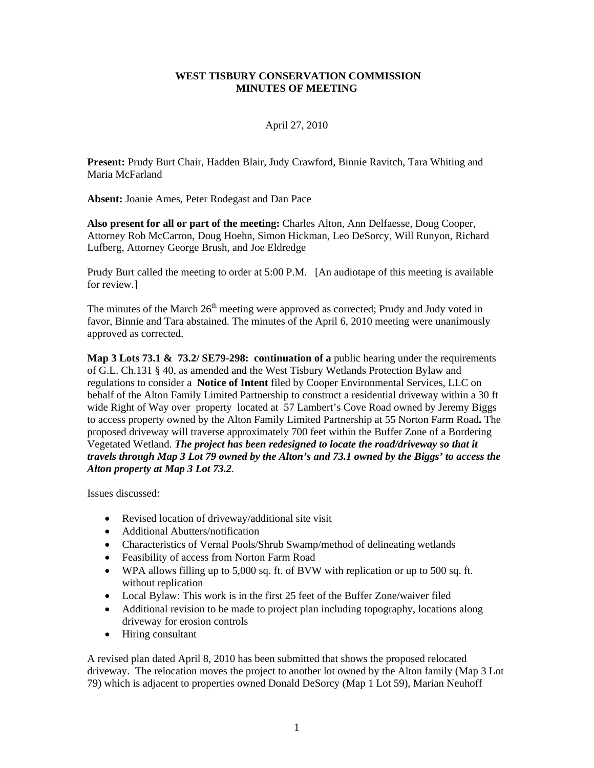**WEST TISBURY CONSERVATION COMMISSION**
**MINUTES OF MEETING**

April 27, 2010

**Present:** Prudy Burt Chair, Hadden Blair, Judy Crawford, Binnie Ravitch, Tara Whiting and Maria McFarland

**Absent:** Joanie Ames, Peter Rodegast and Dan Pace

**Also present for all or part of the meeting:** Charles Alton, Ann Delfaesse, Doug Cooper, Attorney Rob McCarron, Doug Hoehn, Simon Hickman, Leo DeSorcy, Will Runyon, Richard Lufberg, Attorney George Brush, and Joe Eldredge

Prudy Burt called the meeting to order at 5:00 P.M. [An audiotape of this meeting is available for review.]

The minutes of the March 26th meeting were approved as corrected; Prudy and Judy voted in favor, Binnie and Tara abstained. The minutes of the April 6, 2010 meeting were unanimously approved as corrected.

**Map 3 Lots 73.1 & 73.2/ SE79-298: continuation of a** public hearing under the requirements of G.L. Ch.131 § 40, as amended and the West Tisbury Wetlands Protection Bylaw and regulations to consider a **Notice of Intent** filed by Cooper Environmental Services, LLC on behalf of the Alton Family Limited Partnership to construct a residential driveway within a 30 ft wide Right of Way over property located at 57 Lambert's Cove Road owned by Jeremy Biggs to access property owned by the Alton Family Limited Partnership at 55 Norton Farm Road**.** The proposed driveway will traverse approximately 700 feet within the Buffer Zone of a Bordering Vegetated Wetland. ***The project has been redesigned to locate the road/driveway so that it travels through Map 3 Lot 79 owned by the Alton's and 73.1 owned by the Biggs' to access the Alton property at Map 3 Lot 73.2***.

Issues discussed:

- Revised location of driveway/additional site visit
- Additional Abutters/notification
- Characteristics of Vernal Pools/Shrub Swamp/method of delineating wetlands
- Feasibility of access from Norton Farm Road
- WPA allows filling up to 5,000 sq. ft. of BVW with replication or up to 500 sq. ft. without replication
- Local Bylaw: This work is in the first 25 feet of the Buffer Zone/waiver filed
- Additional revision to be made to project plan including topography, locations along driveway for erosion controls
- Hiring consultant

A revised plan dated April 8, 2010 has been submitted that shows the proposed relocated driveway. The relocation moves the project to another lot owned by the Alton family (Map 3 Lot 79) which is adjacent to properties owned Donald DeSorcy (Map 1 Lot 59), Marian Neuhoff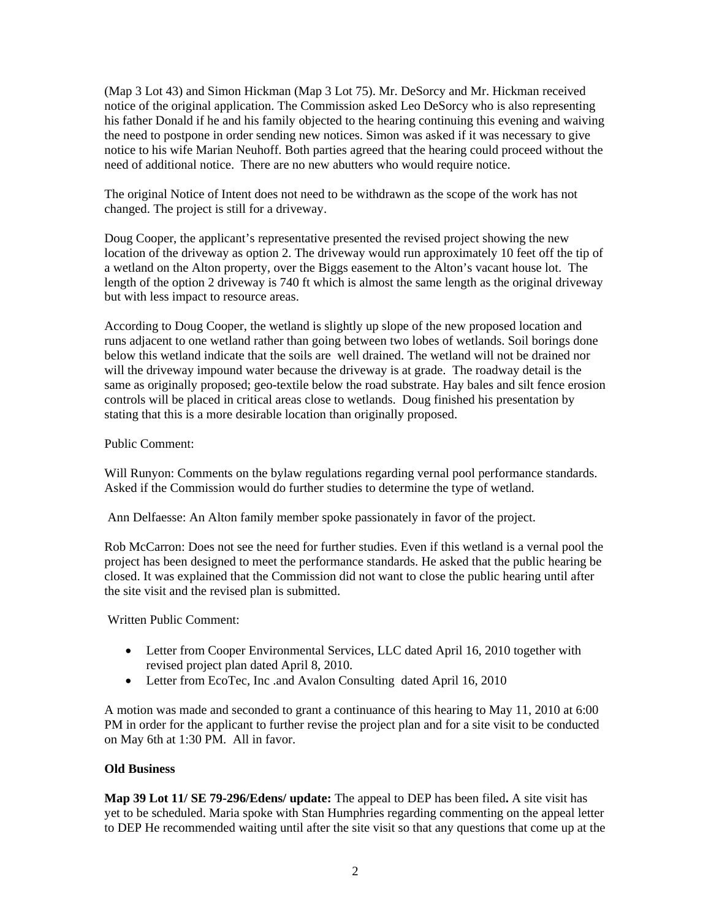(Map 3 Lot 43) and Simon Hickman (Map 3 Lot 75). Mr. DeSorcy and Mr. Hickman received notice of the original application. The Commission asked Leo DeSorcy who is also representing his father Donald if he and his family objected to the hearing continuing this evening and waiving the need to postpone in order sending new notices. Simon was asked if it was necessary to give notice to his wife Marian Neuhoff. Both parties agreed that the hearing could proceed without the need of additional notice. There are no new abutters who would require notice.

The original Notice of Intent does not need to be withdrawn as the scope of the work has not changed. The project is still for a driveway.

Doug Cooper, the applicant's representative presented the revised project showing the new location of the driveway as option 2. The driveway would run approximately 10 feet off the tip of a wetland on the Alton property, over the Biggs easement to the Alton's vacant house lot. The length of the option 2 driveway is 740 ft which is almost the same length as the original driveway but with less impact to resource areas.

According to Doug Cooper, the wetland is slightly up slope of the new proposed location and runs adjacent to one wetland rather than going between two lobes of wetlands. Soil borings done below this wetland indicate that the soils are well drained. The wetland will not be drained nor will the driveway impound water because the driveway is at grade. The roadway detail is the same as originally proposed; geo-textile below the road substrate. Hay bales and silt fence erosion controls will be placed in critical areas close to wetlands. Doug finished his presentation by stating that this is a more desirable location than originally proposed.

Public Comment:

Will Runyon: Comments on the bylaw regulations regarding vernal pool performance standards. Asked if the Commission would do further studies to determine the type of wetland.

Ann Delfaesse: An Alton family member spoke passionately in favor of the project.

Rob McCarron: Does not see the need for further studies. Even if this wetland is a vernal pool the project has been designed to meet the performance standards. He asked that the public hearing be closed. It was explained that the Commission did not want to close the public hearing until after the site visit and the revised plan is submitted.

Written Public Comment:

- Letter from Cooper Environmental Services, LLC dated April 16, 2010 together with revised project plan dated April 8, 2010.
- Letter from EcoTec, Inc .and Avalon Consulting dated April 16, 2010

A motion was made and seconded to grant a continuance of this hearing to May 11, 2010 at 6:00 PM in order for the applicant to further revise the project plan and for a site visit to be conducted on May 6th at 1:30 PM. All in favor.

**Old Business**

**Map 39 Lot 11/ SE 79-296/Edens/ update:** The appeal to DEP has been filed**.** A site visit has yet to be scheduled. Maria spoke with Stan Humphries regarding commenting on the appeal letter to DEP He recommended waiting until after the site visit so that any questions that come up at the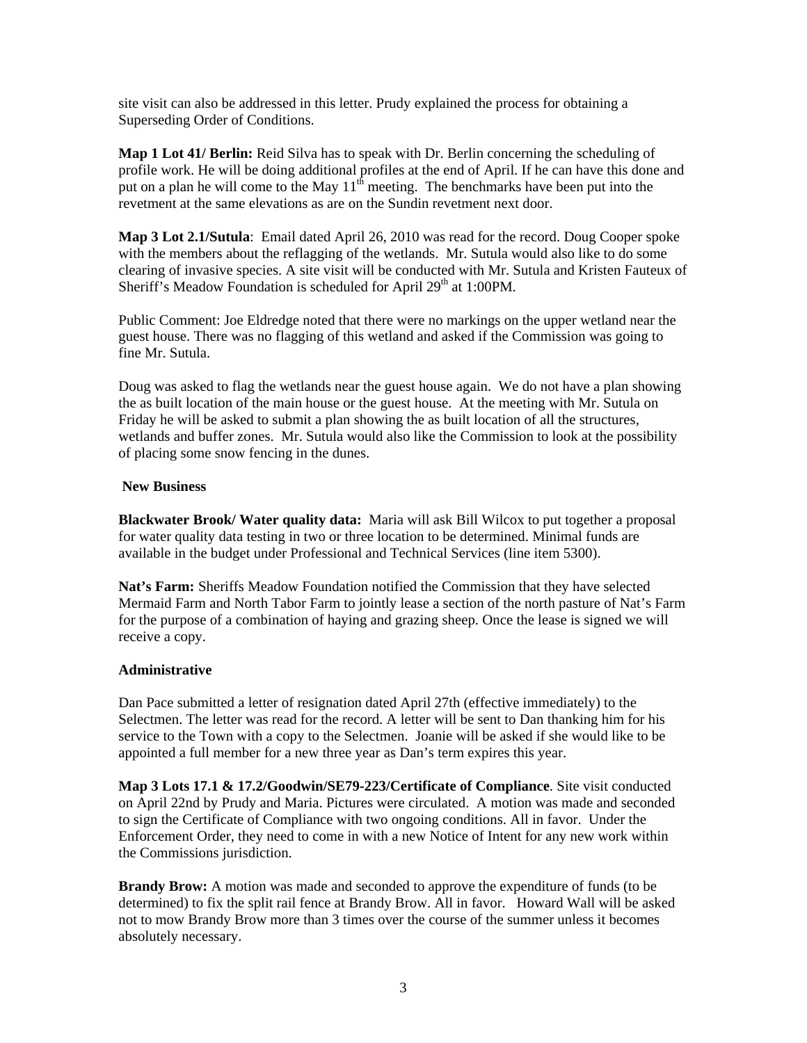site visit can also be addressed in this letter. Prudy explained the process for obtaining a Superseding Order of Conditions.

**Map 1 Lot 41/ Berlin:** Reid Silva has to speak with Dr. Berlin concerning the scheduling of profile work. He will be doing additional profiles at the end of April. If he can have this done and put on a plan he will come to the May 11th meeting. The benchmarks have been put into the revetment at the same elevations as are on the Sundin revetment next door.

**Map 3 Lot 2.1/Sutula**: Email dated April 26, 2010 was read for the record. Doug Cooper spoke with the members about the reflagging of the wetlands. Mr. Sutula would also like to do some clearing of invasive species. A site visit will be conducted with Mr. Sutula and Kristen Fauteux of Sheriff's Meadow Foundation is scheduled for April 29th at 1:00PM.

Public Comment: Joe Eldredge noted that there were no markings on the upper wetland near the guest house. There was no flagging of this wetland and asked if the Commission was going to fine Mr. Sutula.

Doug was asked to flag the wetlands near the guest house again. We do not have a plan showing the as built location of the main house or the guest house. At the meeting with Mr. Sutula on Friday he will be asked to submit a plan showing the as built location of all the structures, wetlands and buffer zones. Mr. Sutula would also like the Commission to look at the possibility of placing some snow fencing in the dunes.

## New Business

**Blackwater Brook/ Water quality data:** Maria will ask Bill Wilcox to put together a proposal for water quality data testing in two or three location to be determined. Minimal funds are available in the budget under Professional and Technical Services (line item 5300).

**Nat's Farm:** Sheriffs Meadow Foundation notified the Commission that they have selected Mermaid Farm and North Tabor Farm to jointly lease a section of the north pasture of Nat's Farm for the purpose of a combination of haying and grazing sheep. Once the lease is signed we will receive a copy.

## Administrative

Dan Pace submitted a letter of resignation dated April 27th (effective immediately) to the Selectmen. The letter was read for the record. A letter will be sent to Dan thanking him for his service to the Town with a copy to the Selectmen. Joanie will be asked if she would like to be appointed a full member for a new three year as Dan's term expires this year.

**Map 3 Lots 17.1 & 17.2/Goodwin/SE79-223/Certificate of Compliance**. Site visit conducted on April 22nd by Prudy and Maria. Pictures were circulated. A motion was made and seconded to sign the Certificate of Compliance with two ongoing conditions. All in favor. Under the Enforcement Order, they need to come in with a new Notice of Intent for any new work within the Commissions jurisdiction.

**Brandy Brow:** A motion was made and seconded to approve the expenditure of funds (to be determined) to fix the split rail fence at Brandy Brow. All in favor. Howard Wall will be asked not to mow Brandy Brow more than 3 times over the course of the summer unless it becomes absolutely necessary.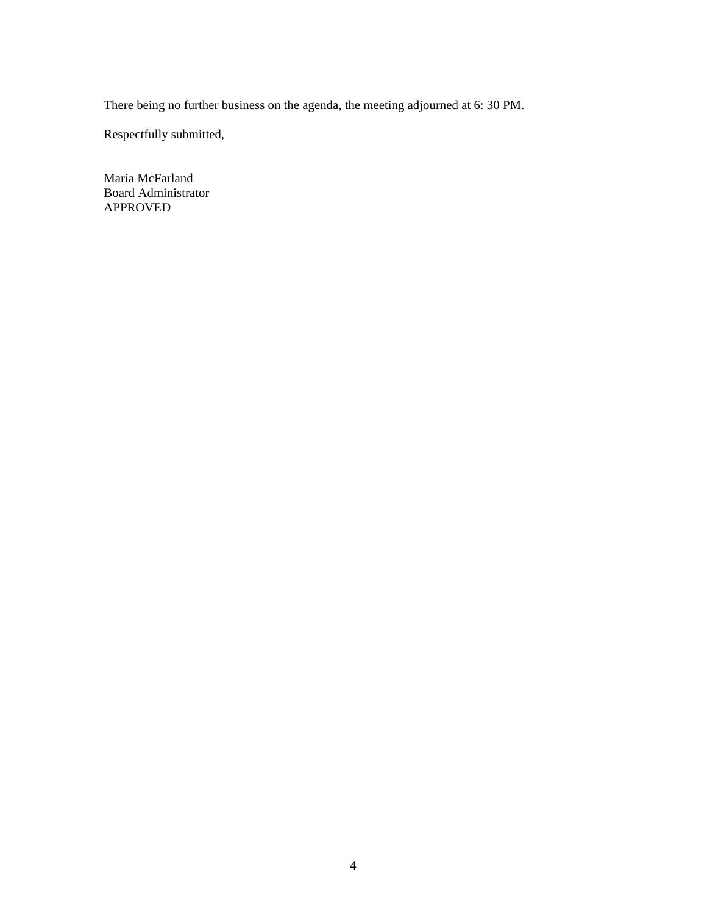There being no further business on the agenda, the meeting adjourned at 6: 30 PM.

Respectfully submitted,

Maria McFarland
Board Administrator
APPROVED